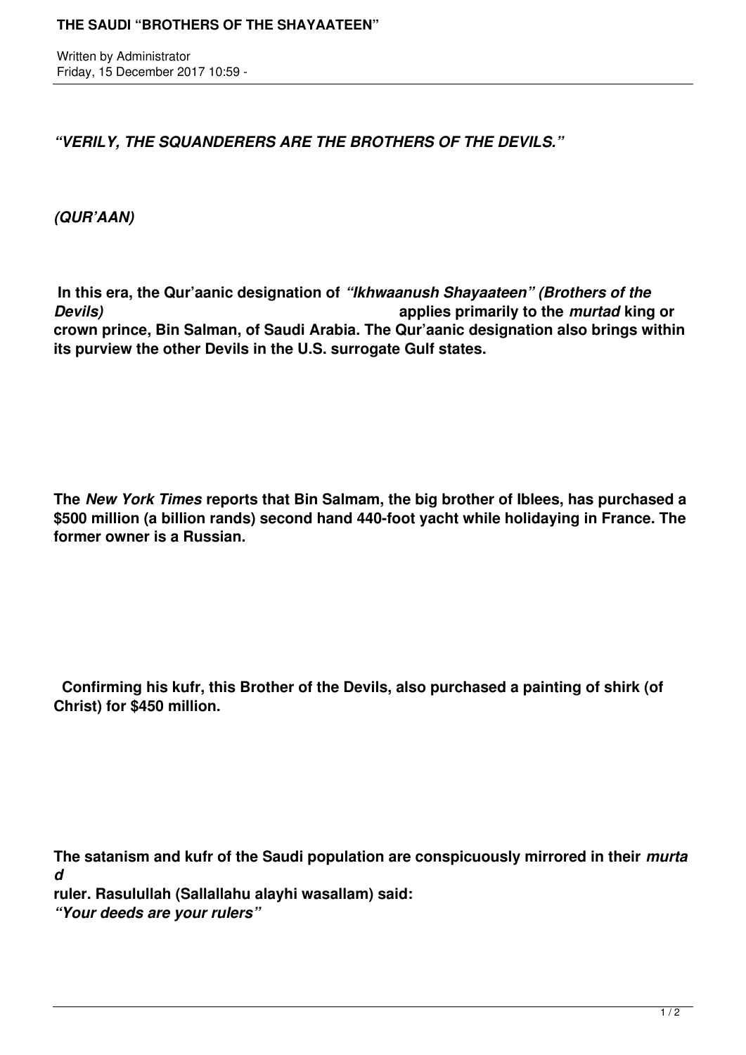# THE SAUDI "BROTHERS OF THE SHAYAATEEN"

Written by Administrator
Friday, 15 December 2017 10:59 -

***"VERILY, THE SQUANDERERS ARE THE BROTHERS OF THE DEVILS."***

***(QUR'AAN)***

**In this era, the Qur'aanic designation of *"Ikhwaanush Shayaateen" (Brothers of the Devils)* applies primarily to the *murtad* king or crown prince, Bin Salman, of Saudi Arabia. The Qur'aanic designation also brings within its purview the other Devils in the U.S. surrogate Gulf states.**

**The *New York Times* reports that Bin Salmam, the big brother of Iblees, has purchased a $500 million (a billion rands) second hand 440-foot yacht while holidaying in France. The former owner is a Russian.**

**Confirming his kufr, this Brother of the Devils, also purchased a painting of shirk (of Christ) for $450 million.**

**The satanism and kufr of the Saudi population are conspicuously mirrored in their *murtad* ruler. Rasulullah (Sallallahu alayhi wasallam) said:**
***"Your deeds are your rulers"***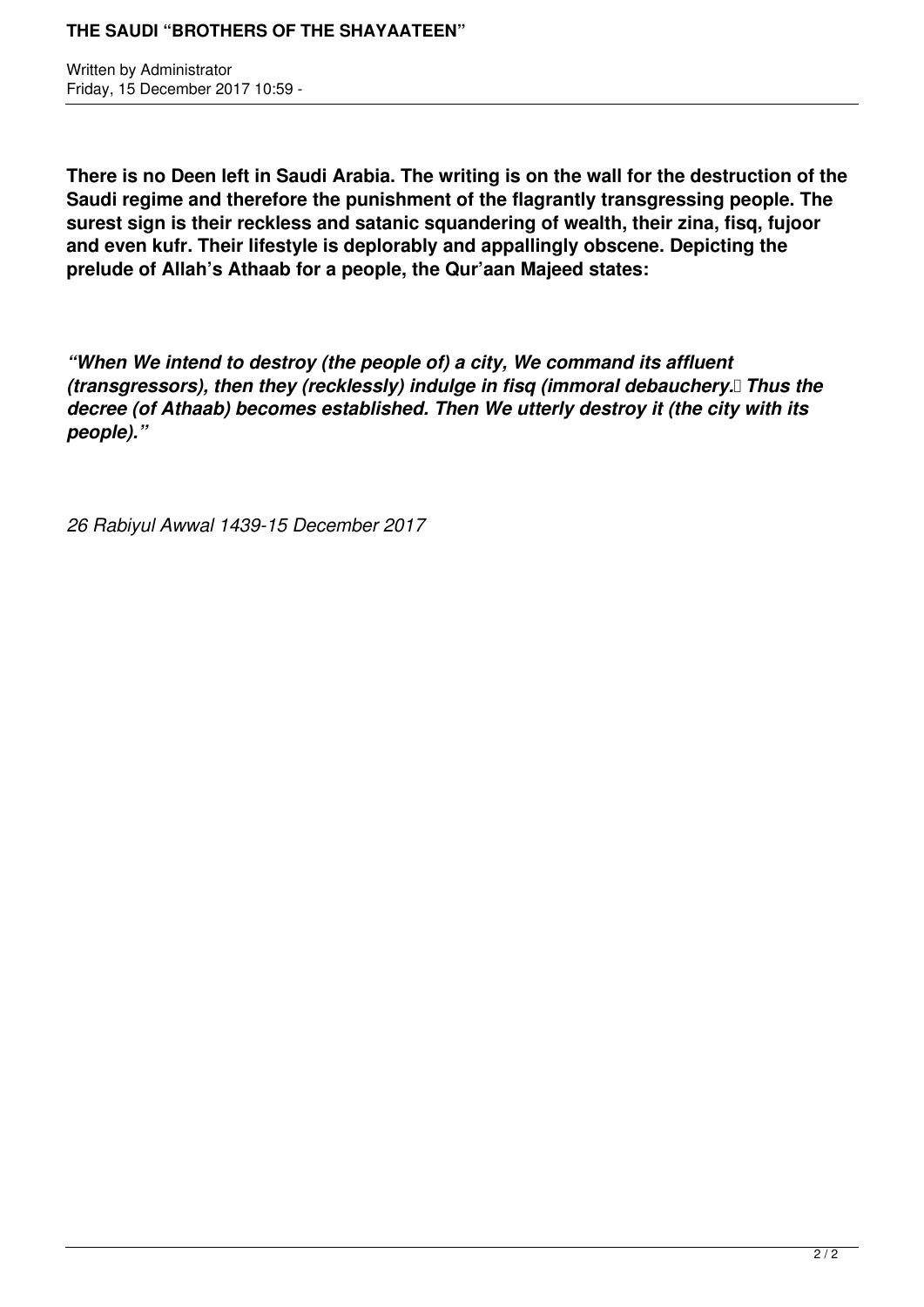**There is no Deen left in Saudi Arabia. The writing is on the wall for the destruction of the Saudi regime and therefore the punishment of the flagrantly transgressing people. The surest sign is their reckless and satanic squandering of wealth, their zina, fisq, fujoor and even kufr. Their lifestyle is deplorably and appallingly obscene. Depicting the prelude of Allah's Athaab for a people, the Qur'aan Majeed states:**

***"When We intend to destroy (the people of) a city, We command its affluent (transgressors), then they (recklessly) indulge in fisq (immoral debauchery. Thus the decree (of Athaab) becomes established. Then We utterly destroy it (the city with its people)."***

*26 Rabiyul Awwal 1439-15 December 2017*